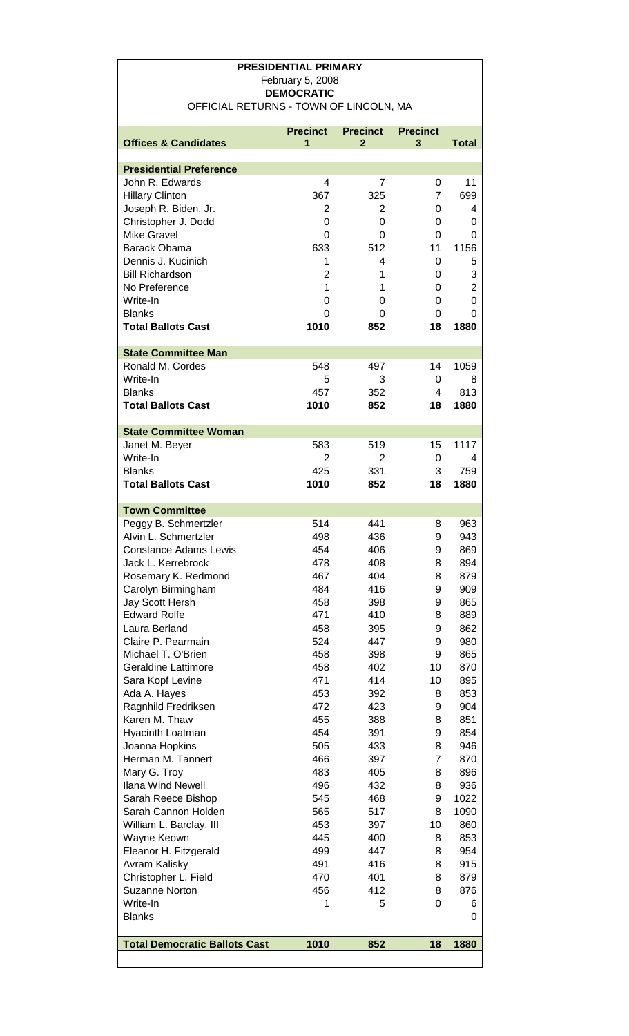**PRESIDENTIAL PRIMARY**
February 5, 2008
**DEMOCRATIC**
OFFICIAL RETURNS - TOWN OF LINCOLN, MA

| Offices & Candidates | Precinct 1 | Precinct 2 | Precinct 3 | Total |
|---|---|---|---|---|
| **Presidential Preference** | | | | |
| John R. Edwards | 4 | 7 | 0 | 11 |
| Hillary Clinton | 367 | 325 | 7 | 699 |
| Joseph R. Biden, Jr. | 2 | 2 | 0 | 4 |
| Christopher J. Dodd | 0 | 0 | 0 | 0 |
| Mike Gravel | 0 | 0 | 0 | 0 |
| Barack Obama | 633 | 512 | 11 | 1156 |
| Dennis J. Kucinich | 1 | 4 | 0 | 5 |
| Bill Richardson | 2 | 1 | 0 | 3 |
| No Preference | 1 | 1 | 0 | 2 |
| Write-In | 0 | 0 | 0 | 0 |
| Blanks | 0 | 0 | 0 | 0 |
| **Total Ballots Cast** | **1010** | **852** | **18** | **1880** |
| **State Committee Man** | | | | |
| Ronald M. Cordes | 548 | 497 | 14 | 1059 |
| Write-In | 5 | 3 | 0 | 8 |
| Blanks | 457 | 352 | 4 | 813 |
| **Total Ballots Cast** | **1010** | **852** | **18** | **1880** |
| **State Committee Woman** | | | | |
| Janet M. Beyer | 583 | 519 | 15 | 1117 |
| Write-In | 2 | 2 | 0 | 4 |
| Blanks | 425 | 331 | 3 | 759 |
| **Total Ballots Cast** | **1010** | **852** | **18** | **1880** |
| **Town Committee** | | | | |
| Peggy B. Schmertzler | 514 | 441 | 8 | 963 |
| Alvin L. Schmertzler | 498 | 436 | 9 | 943 |
| Constance Adams Lewis | 454 | 406 | 9 | 869 |
| Jack L. Kerrebrock | 478 | 408 | 8 | 894 |
| Rosemary K. Redmond | 467 | 404 | 8 | 879 |
| Carolyn Birmingham | 484 | 416 | 9 | 909 |
| Jay Scott Hersh | 458 | 398 | 9 | 865 |
| Edward Rolfe | 471 | 410 | 8 | 889 |
| Laura Berland | 458 | 395 | 9 | 862 |
| Claire P. Pearmain | 524 | 447 | 9 | 980 |
| Michael T. O'Brien | 458 | 398 | 9 | 865 |
| Geraldine Lattimore | 458 | 402 | 10 | 870 |
| Sara Kopf Levine | 471 | 414 | 10 | 895 |
| Ada A. Hayes | 453 | 392 | 8 | 853 |
| Ragnhild Fredriksen | 472 | 423 | 9 | 904 |
| Karen M. Thaw | 455 | 388 | 8 | 851 |
| Hyacinth Loatman | 454 | 391 | 9 | 854 |
| Joanna Hopkins | 505 | 433 | 8 | 946 |
| Herman M. Tannert | 466 | 397 | 7 | 870 |
| Mary G. Troy | 483 | 405 | 8 | 896 |
| Ilana Wind Newell | 496 | 432 | 8 | 936 |
| Sarah Reece Bishop | 545 | 468 | 9 | 1022 |
| Sarah Cannon Holden | 565 | 517 | 8 | 1090 |
| William L. Barclay, III | 453 | 397 | 10 | 860 |
| Wayne Keown | 445 | 400 | 8 | 853 |
| Eleanor H. Fitzgerald | 499 | 447 | 8 | 954 |
| Avram Kalisky | 491 | 416 | 8 | 915 |
| Christopher L. Field | 470 | 401 | 8 | 879 |
| Suzanne Norton | 456 | 412 | 8 | 876 |
| Write-In | 1 | 5 | 0 | 6 |
| Blanks | | | | 0 |
| **Total Democratic Ballots Cast** | **1010** | **852** | **18** | **1880** |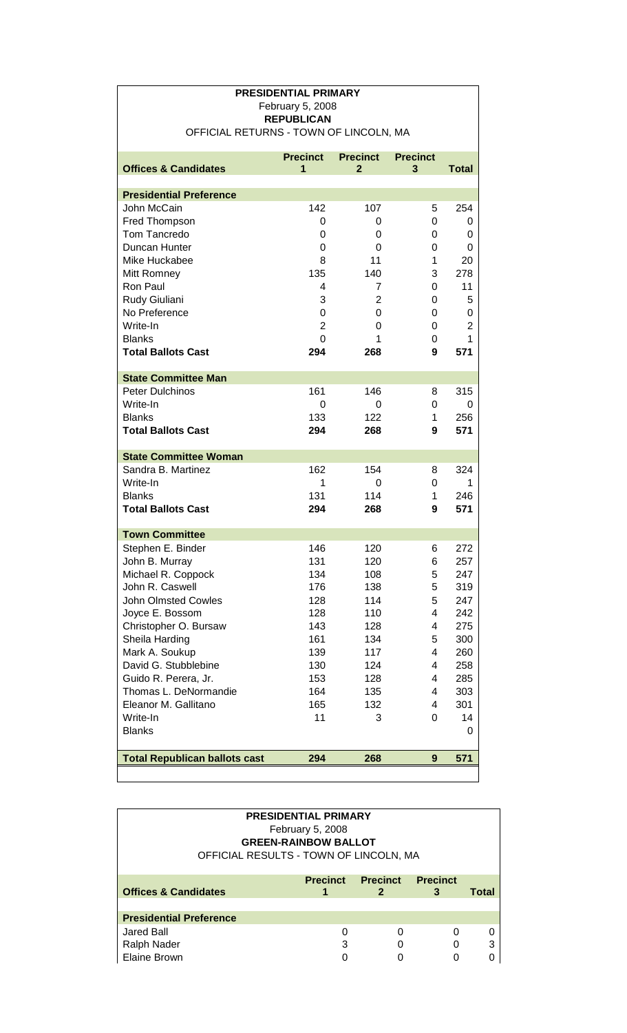**PRESIDENTIAL PRIMARY**
February 5, 2008
**REPUBLICAN**
OFFICIAL RETURNS - TOWN OF LINCOLN, MA

| Offices & Candidates | Precinct 1 | Precinct 2 | Precinct 3 | Total |
|---|---|---|---|---|
| **Presidential Preference** | | | | |
| John McCain | 142 | 107 | 5 | 254 |
| Fred Thompson | 0 | 0 | 0 | 0 |
| Tom Tancredo | 0 | 0 | 0 | 0 |
| Duncan Hunter | 0 | 0 | 0 | 0 |
| Mike Huckabee | 8 | 11 | 1 | 20 |
| Mitt Romney | 135 | 140 | 3 | 278 |
| Ron Paul | 4 | 7 | 0 | 11 |
| Rudy Giuliani | 3 | 2 | 0 | 5 |
| No Preference | 0 | 0 | 0 | 0 |
| Write-In | 2 | 0 | 0 | 2 |
| Blanks | 0 | 1 | 0 | 1 |
| **Total Ballots Cast** | **294** | **268** | **9** | **571** |
| **State Committee Man** | | | | |
| Peter Dulchinos | 161 | 146 | 8 | 315 |
| Write-In | 0 | 0 | 0 | 0 |
| Blanks | 133 | 122 | 1 | 256 |
| **Total Ballots Cast** | **294** | **268** | **9** | **571** |
| **State Committee Woman** | | | | |
| Sandra B. Martinez | 162 | 154 | 8 | 324 |
| Write-In | 1 | 0 | 0 | 1 |
| Blanks | 131 | 114 | 1 | 246 |
| **Total Ballots Cast** | **294** | **268** | **9** | **571** |
| **Town Committee** | | | | |
| Stephen E. Binder | 146 | 120 | 6 | 272 |
| John B. Murray | 131 | 120 | 6 | 257 |
| Michael R. Coppock | 134 | 108 | 5 | 247 |
| John R. Caswell | 176 | 138 | 5 | 319 |
| John Olmsted Cowles | 128 | 114 | 5 | 247 |
| Joyce E. Bossom | 128 | 110 | 4 | 242 |
| Christopher O. Bursaw | 143 | 128 | 4 | 275 |
| Sheila Harding | 161 | 134 | 5 | 300 |
| Mark A. Soukup | 139 | 117 | 4 | 260 |
| David G. Stubblebine | 130 | 124 | 4 | 258 |
| Guido R. Perera, Jr. | 153 | 128 | 4 | 285 |
| Thomas L. DeNormandie | 164 | 135 | 4 | 303 |
| Eleanor M. Gallitano | 165 | 132 | 4 | 301 |
| Write-In | 11 | 3 | 0 | 14 |
| Blanks | | | | 0 |
| **Total Republican ballots cast** | **294** | **268** | **9** | **571** |

**PRESIDENTIAL PRIMARY**
February 5, 2008
**GREEN-RAINBOW BALLOT**
OFFICIAL RESULTS - TOWN OF LINCOLN, MA

| Offices & Candidates | Precinct 1 | Precinct 2 | Precinct 3 | Total |
|---|---|---|---|---|
| **Presidential Preference** | | | | |
| Jared Ball | 0 | 0 | 0 | 0 |
| Ralph Nader | 3 | 0 | 0 | 3 |
| Elaine Brown | 0 | 0 | 0 | 0 |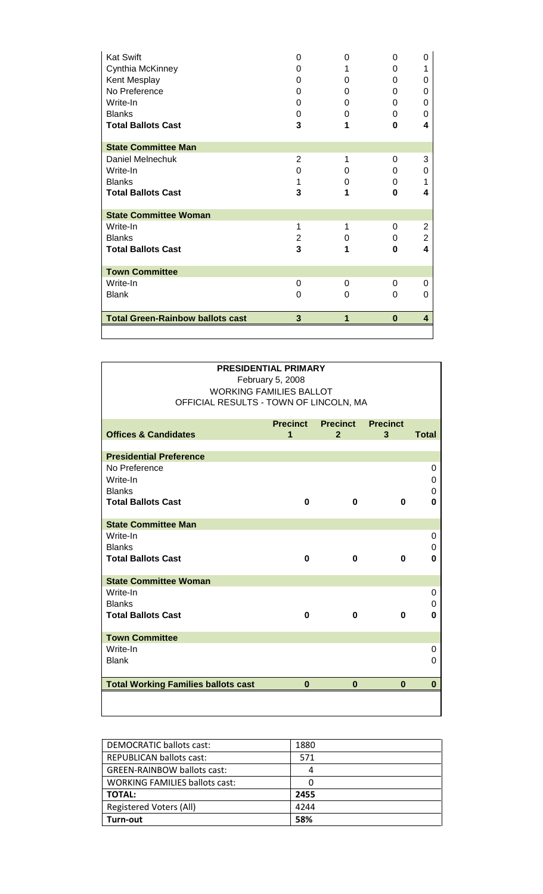| | | | | |
|---|---|---|---|---|
| Kat Swift | 0 | 0 | 0 | 0 |
| Cynthia McKinney | 0 | 1 | 0 | 1 |
| Kent Mesplay | 0 | 0 | 0 | 0 |
| No Preference | 0 | 0 | 0 | 0 |
| Write-In | 0 | 0 | 0 | 0 |
| Blanks | 0 | 0 | 0 | 0 |
| **Total Ballots Cast** | **3** | **1** | **0** | **4** |
| **State Committee Man** | | | | |
| Daniel Melnechuk | 2 | 1 | 0 | 3 |
| Write-In | 0 | 0 | 0 | 0 |
| Blanks | 1 | 0 | 0 | 1 |
| **Total Ballots Cast** | **3** | **1** | **0** | **4** |
| **State Committee Woman** | | | | |
| Write-In | 1 | 1 | 0 | 2 |
| Blanks | 2 | 0 | 0 | 2 |
| **Total Ballots Cast** | **3** | **1** | **0** | **4** |
| **Town Committee** | | | | |
| Write-In | 0 | 0 | 0 | 0 |
| Blank | 0 | 0 | 0 | 0 |
| **Total Green-Rainbow ballots cast** | **3** | **1** | **0** | **4** |

**PRESIDENTIAL PRIMARY**
February 5, 2008
WORKING FAMILIES BALLOT
OFFICIAL RESULTS - TOWN OF LINCOLN, MA

| **Offices & Candidates** | **Precinct 1** | **Precinct 2** | **Precinct 3** | **Total** |
|---|---|---|---|---|
| **Presidential Preference** | | | | |
| No Preference | | | | 0 |
| Write-In | | | | 0 |
| Blanks | | | | 0 |
| **Total Ballots Cast** | **0** | **0** | **0** | **0** |
| **State Committee Man** | | | | |
| Write-In | | | | 0 |
| Blanks | | | | 0 |
| **Total Ballots Cast** | **0** | **0** | **0** | **0** |
| **State Committee Woman** | | | | |
| Write-In | | | | 0 |
| Blanks | | | | 0 |
| **Total Ballots Cast** | **0** | **0** | **0** | **0** |
| **Town Committee** | | | | |
| Write-In | | | | 0 |
| Blank | | | | 0 |
| **Total Working Families ballots cast** | **0** | **0** | **0** | **0** |

| | |
|---|---|
| DEMOCRATIC ballots cast: | 1880 |
| REPUBLICAN ballots cast: | 571 |
| GREEN-RAINBOW ballots cast: | 4 |
| WORKING FAMILIES ballots cast: | 0 |
| **TOTAL:** | **2455** |
| Registered Voters (All) | 4244 |
| **Turn-out** | **58%** |